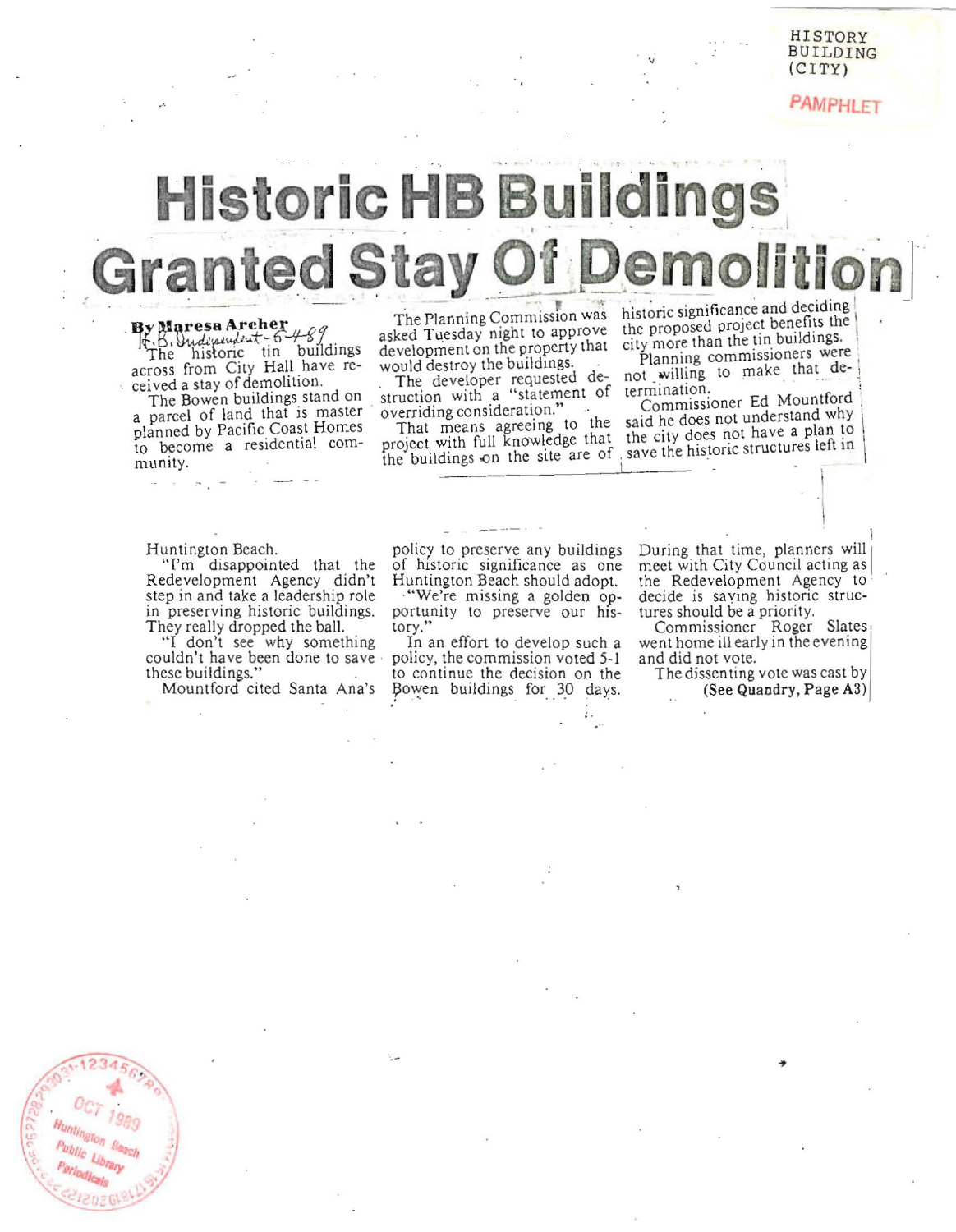HISTORY
BUILDING
(CITY)

PAMPHLET

# Historic HB Buildings Granted Stay Of Demolition

**By Maresa Archer**
H.B. Independent 6-4-89

The historic tin buildings across from City Hall have received a stay of demolition.

The Bowen buildings stand on a parcel of land that is master planned by Pacific Coast Homes to become a residential community.

The Planning Commission was asked Tuesday night to approve development on the property that would destroy the buildings.

The developer requested destruction with a "statement of overriding consideration."

That means agreeing to the project with full knowledge that the buildings on the site are of historic significance and deciding the proposed project benefits the city more than the tin buildings.

Planning commissioners were not willing to make that determination.

Commissioner Ed Mountford said he does not understand why the city does not have a plan to save the historic structures left in Huntington Beach.

"I'm disappointed that the Redevelopment Agency didn't step in and take a leadership role in preserving historic buildings. They really dropped the ball.

"I don't see why something couldn't have been done to save these buildings."

Mountford cited Santa Ana's policy to preserve any buildings of historic significance as one Huntington Beach should adopt.

"We're missing a golden opportunity to preserve our history."

In an effort to develop such a policy, the commission voted 5-1 to continue the decision on the Bowen buildings for 30 days.

During that time, planners will meet with City Council acting as the Redevelopment Agency to decide is saving historic structures should be a priority.

Commissioner Roger Slates went home ill early in the evening and did not vote.

The dissenting vote was cast by

**(See Quandry, Page A3)**

OCT 1989
Huntington Beach Public Library Periodicals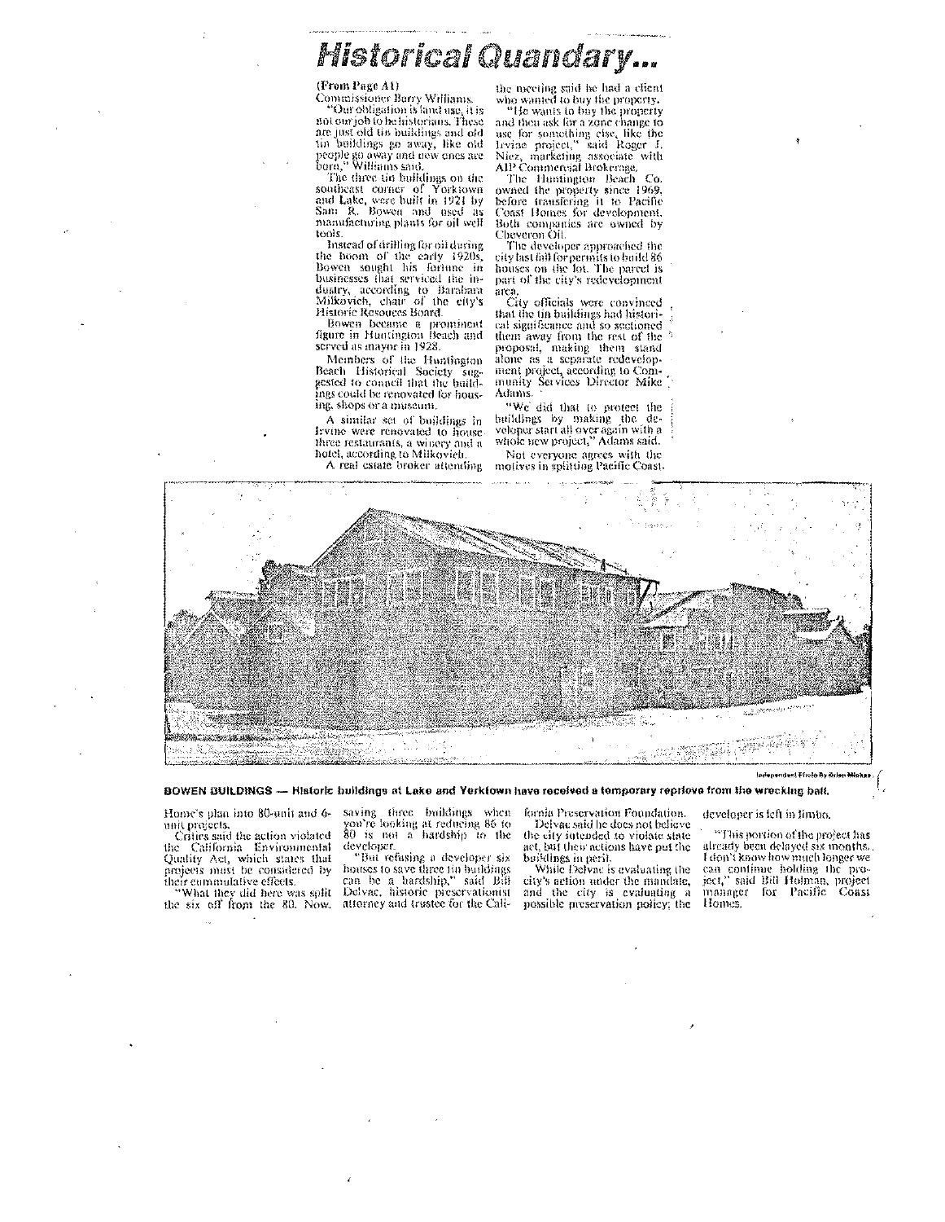# Historical Quandary...

(From Page A1)

Commissioner Barry Williams.

"Our obligation is land use, it is not our job to be historians. These are just old tin buildings and old tin buildings go away, like old people go away and new ones are born," Williams said.

The three tin buildings on the southeast corner of Yorktown and Lake, were built in 1921 by Sam R. Bowen and used as manufacturing plants for oil well tools.

Instead of drilling for oil during the boom of the early 1920s, Bowen sought his fortune in businesses that serviced the industry, according to Barabara Milkovich, chair of the city's Historic Resouces Board.

Bowen became a prominent figure in Huntington Beach and served as mayor in 1928.

Members of the Huntington Beach Historical Society suggested to council that the buildings could be renovated for housing, shops or a museum.

A similar set of buildings in Irvine were renovated to house three restaurants, a winery and a hotel, according to Milkovich.

A real estate broker attending the meeting said he had a client who wanted to buy the property.

"He wants to buy the property and then ask for a zone change to use for something else, like the Irvine project," said Roger J. Niez, marketing associate with AIP Commercial Brokerage.

The Huntington Beach Co. owned the property since 1969, before transfering it to Pacific Coast Homes for development. Both companies are owned by Chevron Oil.

The developer approached the city last fall for permits to build 86 houses on the lot. The parcel is part of the city's redevelopment area.

City officials were convinced that the tin buildings had historical significance and so sectioned them away from the rest of the proposal, making them stand alone as a separate redevelopment project, according to Community Services Director Mike Adams.

"We did that to protect the buildings by making the developer start all over again with a whole new project," Adams said.

Not everyone agrees with the motives in splitting Pacific Coast Home's plan into 80-unit and 6-unit projects.

Critics said the action violated the California Environmental Quality Act, which states that projects must be considered by their cummulative effects.

"What they did here was split the six off from the 80. Now, saving three buildings when you're looking at reducing 86 to 80 is not a hardship to the developer.

"But refusing a developer six houses to save three tin buildings can be a hardship," said Bill Delvac, historic preservationist attorney and trustee for the California Preservation Foundation.

Delvac said he does not believe the city intended to violate state act, but their actions have put the buildings in peril.

While Delvac is evaluating the city's action under the mandate, and the city is evaluating a possible preservation policy, the developer is left in limbo.

"This portion of the project has already been delayed six months. I don't know how much longer we can continue holding the project," said Bill Holman, project manager for Pacific Coast Homes.

Independent Photo By Orlen Mickas

**BOWEN BUILDINGS — Historic buildings at Lake and Yorktown have received a temporary reprieve from the wrecking ball.**